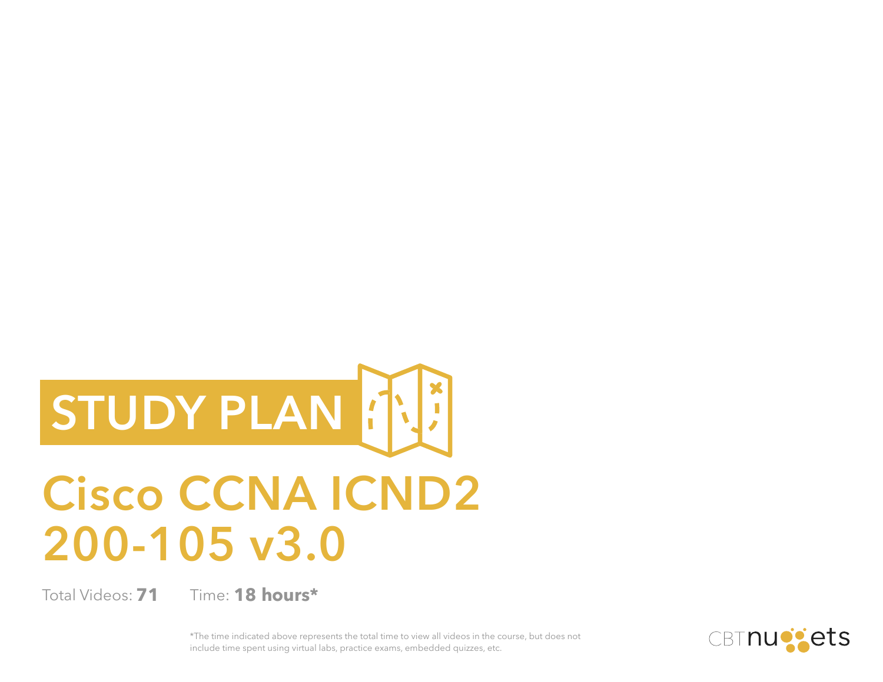# STUDY PLAN

# Cisco CCNA ICND2 200-105 v3.0

Total Videos: **71** Time: **18 hours***

*The time indicated above represents the total time to view all videos in the course, but does not include time spent using virtual labs, practice exams, embedded quizzes, etc.

CBTnuggets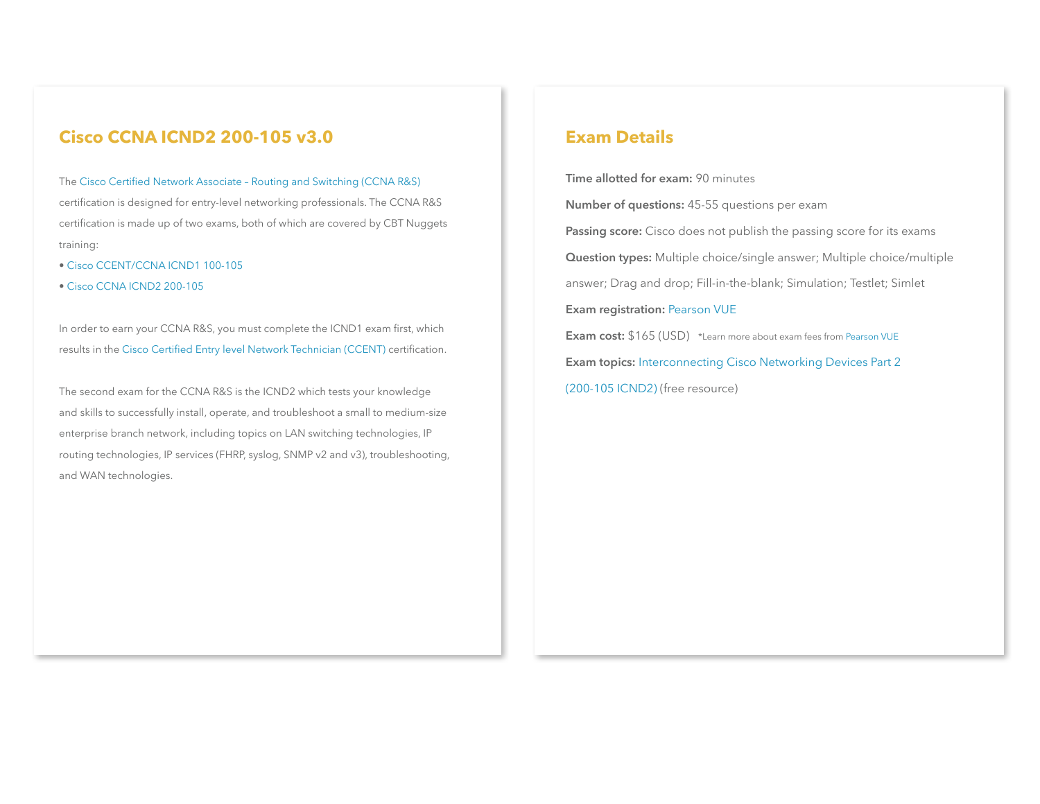## Cisco CCNA ICND2 200-105 v3.0

The Cisco Certified Network Associate – Routing and Switching (CCNA R&S) certification is designed for entry-level networking professionals. The CCNA R&S certification is made up of two exams, both of which are covered by CBT Nuggets training:

- Cisco CCENT/CCNA ICND1 100-105
- Cisco CCNA ICND2 200-105

In order to earn your CCNA R&S, you must complete the ICND1 exam first, which results in the Cisco Certified Entry level Network Technician (CCENT) certification.

The second exam for the CCNA R&S is the ICND2 which tests your knowledge and skills to successfully install, operate, and troubleshoot a small to medium-size enterprise branch network, including topics on LAN switching technologies, IP routing technologies, IP services (FHRP, syslog, SNMP v2 and v3), troubleshooting, and WAN technologies.

## Exam Details

**Time allotted for exam:** 90 minutes

**Number of questions:** 45-55 questions per exam

**Passing score:** Cisco does not publish the passing score for its exams

**Question types:** Multiple choice/single answer; Multiple choice/multiple answer; Drag and drop; Fill-in-the-blank; Simulation; Testlet; Simlet

**Exam registration:** Pearson VUE

**Exam cost:** $165 (USD) *Learn more about exam fees from Pearson VUE

**Exam topics:** Interconnecting Cisco Networking Devices Part 2 (200-105 ICND2) (free resource)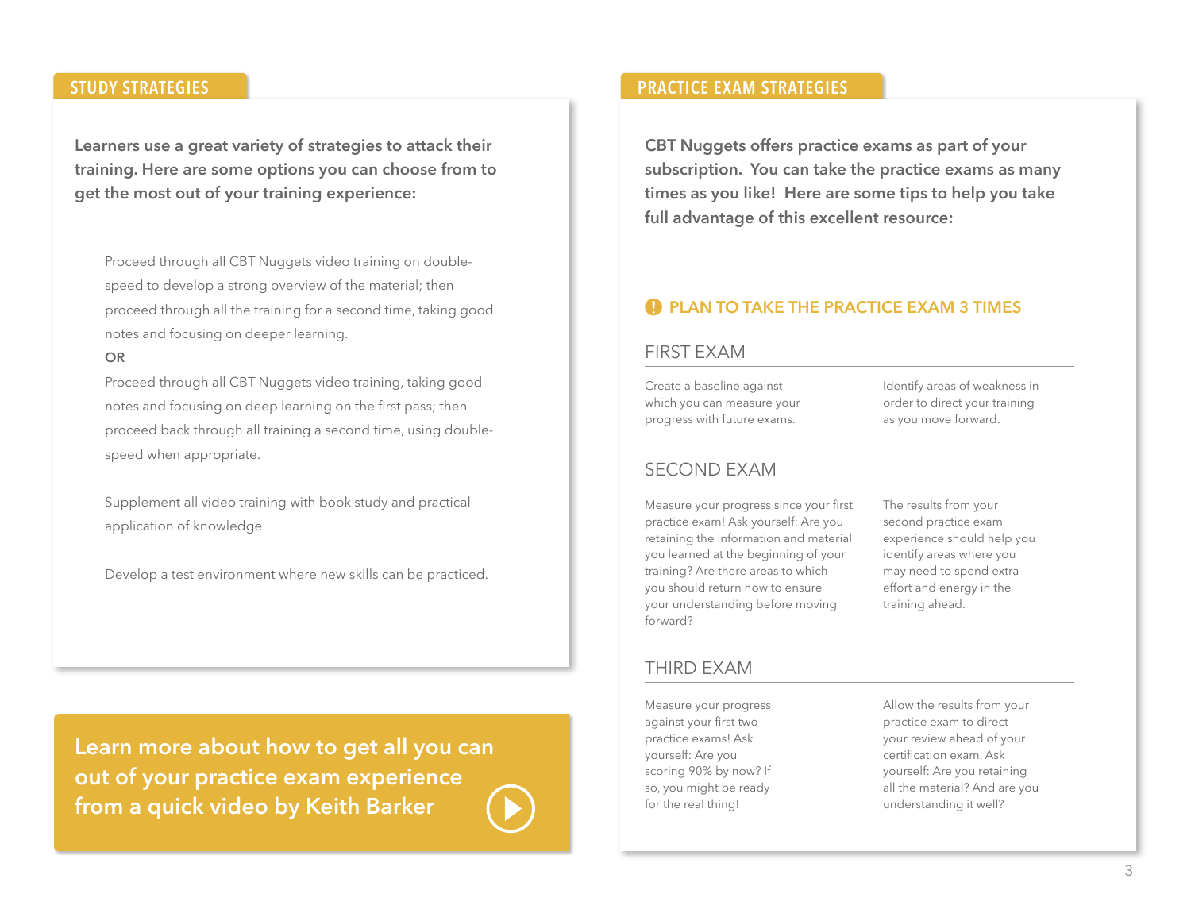## STUDY STRATEGIES

**Learners use a great variety of strategies to attack their training. Here are some options you can choose from to get the most out of your training experience:**

Proceed through all CBT Nuggets video training on double-speed to develop a strong overview of the material; then proceed through all the training for a second time, taking good notes and focusing on deeper learning.

**OR**

Proceed through all CBT Nuggets video training, taking good notes and focusing on deep learning on the first pass; then proceed back through all training a second time, using double-speed when appropriate.

Supplement all video training with book study and practical application of knowledge.

Develop a test environment where new skills can be practiced.

**Learn more about how to get all you can out of your practice exam experience from a quick video by Keith Barker**

## PRACTICE EXAM STRATEGIES

**CBT Nuggets offers practice exams as part of your subscription. You can take the practice exams as many times as you like! Here are some tips to help you take full advantage of this excellent resource:**

### PLAN TO TAKE THE PRACTICE EXAM 3 TIMES

#### FIRST EXAM

Create a baseline against which you can measure your progress with future exams.

Identify areas of weakness in order to direct your training as you move forward.

#### SECOND EXAM

Measure your progress since your first practice exam! Ask yourself: Are you retaining the information and material you learned at the beginning of your training? Are there areas to which you should return now to ensure your understanding before moving forward?

The results from your second practice exam experience should help you identify areas where you may need to spend extra effort and energy in the training ahead.

#### THIRD EXAM

Measure your progress against your first two practice exams! Ask yourself: Are you scoring 90% by now? If so, you might be ready for the real thing!

Allow the results from your practice exam to direct your review ahead of your certification exam. Ask yourself: Are you retaining all the material? And are you understanding it well?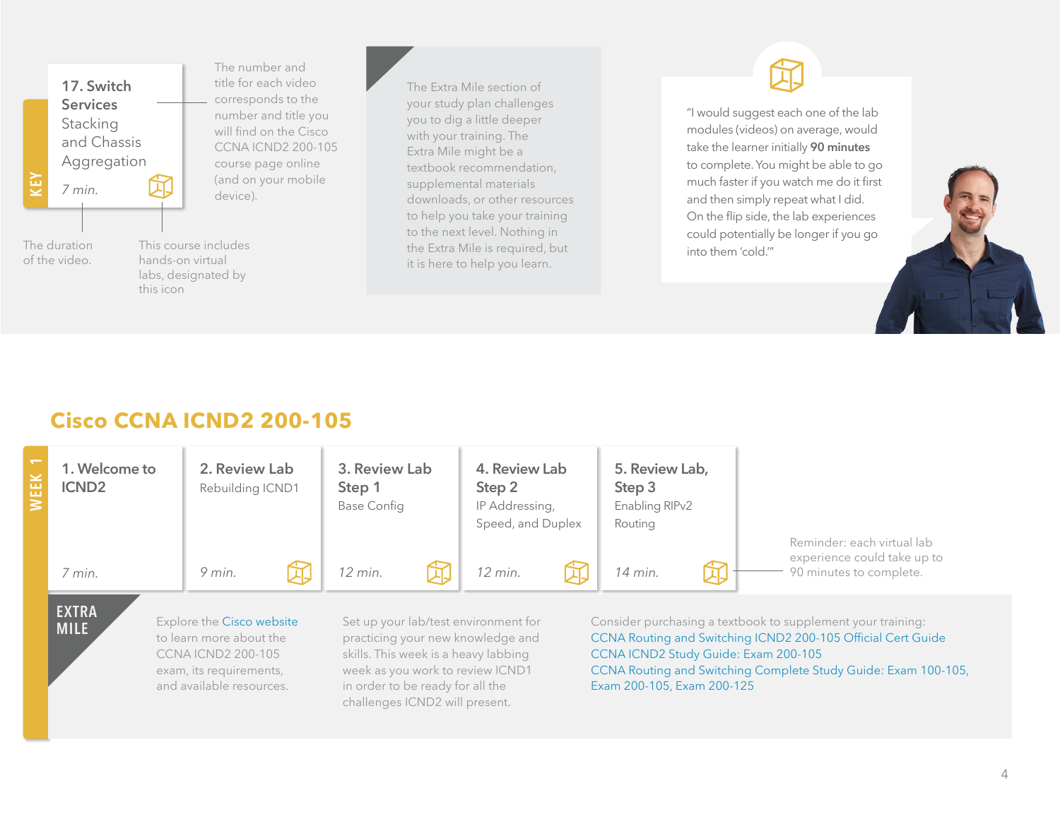**KEY**

**17. Switch Services** Stacking and Chassis Aggregation

*7 min.*

The number and title for each video corresponds to the number and title you will find on the Cisco CCNA ICND2 200-105 course page online (and on your mobile device).

The duration of the video.

This course includes hands-on virtual labs, designated by this icon

The Extra Mile section of your study plan challenges you to dig a little deeper with your training. The Extra Mile might be a textbook recommendation, supplemental materials downloads, or other resources to help you take your training to the next level. Nothing in the Extra Mile is required, but it is here to help you learn.

"I would suggest each one of the lab modules (videos) on average, would take the learner initially **90 minutes** to complete. You might be able to go much faster if you watch me do it first and then simply repeat what I did. On the flip side, the lab experiences could potentially be longer if you go into them 'cold.'"

## Cisco CCNA ICND2 200-105

### WEEK 1

| Video | Title | Duration | Lab |
|---|---|---|---|
| **1. Welcome to ICND2** | | *7 min.* | |
| **2. Review Lab** | Rebuilding ICND1 | *9 min.* | Yes |
| **3. Review Lab Step 1** | Base Config | *12 min.* | Yes |
| **4. Review Lab Step 2** | IP Addressing, Speed, and Duplex | *12 min.* | Yes |
| **5. Review Lab, Step 3** | Enabling RIPv2 Routing | *14 min.* | Yes |

Reminder: each virtual lab experience could take up to 90 minutes to complete.

**EXTRA MILE**

Explore the Cisco website to learn more about the CCNA ICND2 200-105 exam, its requirements, and available resources.

Set up your lab/test environment for practicing your new knowledge and skills. This week is a heavy labbing week as you work to review ICND1 in order to be ready for all the challenges ICND2 will present.

Consider purchasing a textbook to supplement your training:
- CCNA Routing and Switching ICND2 200-105 Official Cert Guide
- CCNA ICND2 Study Guide: Exam 200-105
- CCNA Routing and Switching Complete Study Guide: Exam 100-105, Exam 200-105, Exam 200-125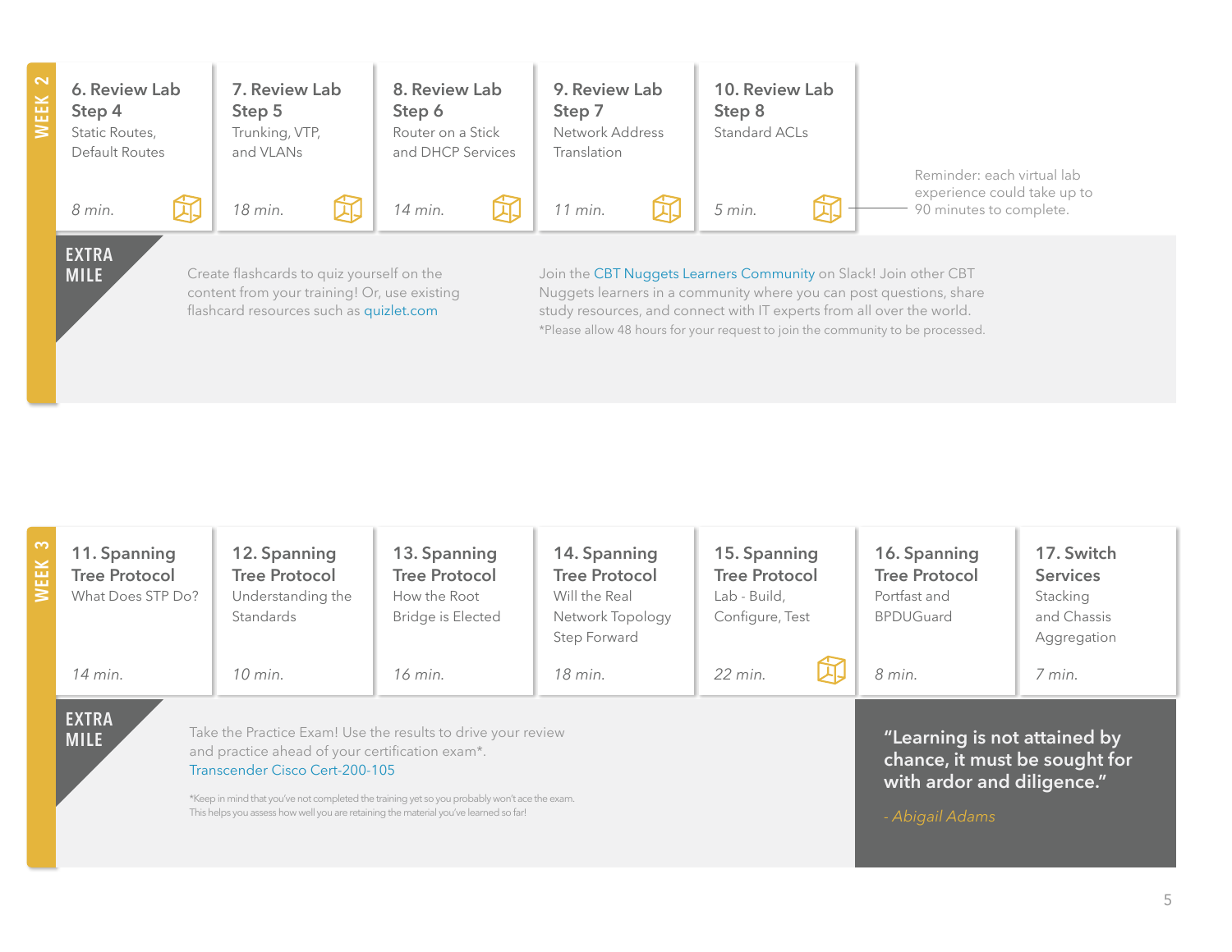## WEEK 2

**6. Review Lab Step 4**
Static Routes, Default Routes
*8 min.*

**7. Review Lab Step 5**
Trunking, VTP, and VLANs
*18 min.*

**8. Review Lab Step 6**
Router on a Stick and DHCP Services
*14 min.*

**9. Review Lab Step 7**
Network Address Translation
*11 min.*

**10. Review Lab Step 8**
Standard ACLs
*5 min.*

Reminder: each virtual lab experience could take up to 90 minutes to complete.

### EXTRA MILE

Create flashcards to quiz yourself on the content from your training! Or, use existing flashcard resources such as quizlet.com

Join the CBT Nuggets Learners Community on Slack! Join other CBT Nuggets learners in a community where you can post questions, share study resources, and connect with IT experts from all over the world.
*Please allow 48 hours for your request to join the community to be processed.

## WEEK 3

**11. Spanning Tree Protocol**
What Does STP Do?
*14 min.*

**12. Spanning Tree Protocol**
Understanding the Standards
*10 min.*

**13. Spanning Tree Protocol**
How the Root Bridge is Elected
*16 min.*

**14. Spanning Tree Protocol**
Will the Real Network Topology Step Forward
*18 min.*

**15. Spanning Tree Protocol**
Lab - Build, Configure, Test
*22 min.*

**16. Spanning Tree Protocol**
Portfast and BPDUGuard
*8 min.*

**17. Switch Services**
Stacking and Chassis Aggregation
*7 min.*

### EXTRA MILE

Take the Practice Exam! Use the results to drive your review and practice ahead of your certification exam*.
Transcender Cisco Cert-200-105

*Keep in mind that you've not completed the training yet so you probably won't ace the exam. This helps you assess how well you are retaining the material you've learned so far!

**"Learning is not attained by chance, it must be sought for with ardor and diligence."**

*- Abigail Adams*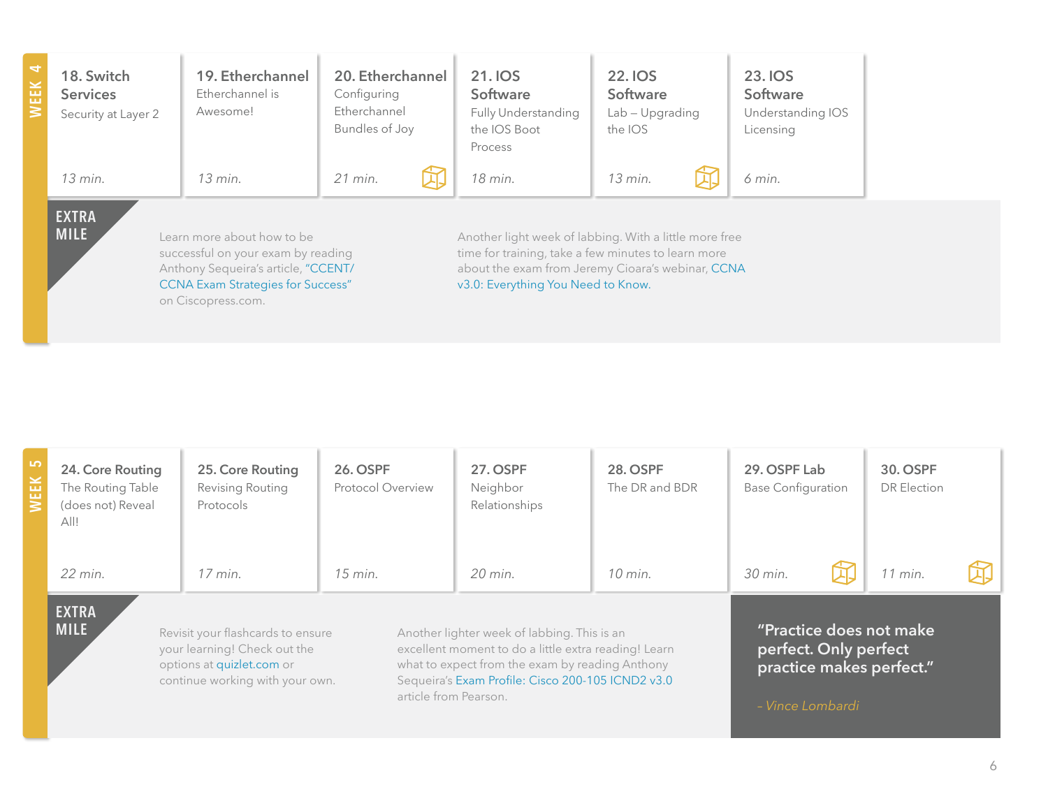## WEEK 4

**18. Switch Services**
Security at Layer 2
*13 min.*

**19. Etherchannel**
Etherchannel is Awesome!
*13 min.*

**20. Etherchannel**
Configuring Etherchannel Bundles of Joy
*21 min.*

**21. IOS Software**
Fully Understanding the IOS Boot Process
*18 min.*

**22. IOS Software**
Lab – Upgrading the IOS
*13 min.*

**23. IOS Software**
Understanding IOS Licensing
*6 min.*

### EXTRA MILE

Learn more about how to be successful on your exam by reading Anthony Sequeira's article, "CCENT/ CCNA Exam Strategies for Success" on Ciscopress.com.

Another light week of labbing. With a little more free time for training, take a few minutes to learn more about the exam from Jeremy Cioara's webinar, CCNA v3.0: Everything You Need to Know.

## WEEK 5

**24. Core Routing**
The Routing Table (does not) Reveal All!
*22 min.*

**25. Core Routing**
Revising Routing Protocols
*17 min.*

**26. OSPF**
Protocol Overview
*15 min.*

**27. OSPF**
Neighbor Relationships
*20 min.*

**28. OSPF**
The DR and BDR
*10 min.*

**29. OSPF Lab**
Base Configuration
*30 min.*

**30. OSPF**
DR Election
*11 min.*

### EXTRA MILE

Revisit your flashcards to ensure your learning! Check out the options at quizlet.com or continue working with your own.

Another lighter week of labbing. This is an excellent moment to do a little extra reading! Learn what to expect from the exam by reading Anthony Sequeira's Exam Profile: Cisco 200-105 ICND2 v3.0 article from Pearson.

> **"Practice does not make perfect. Only perfect practice makes perfect."**
>
> *– Vince Lombardi*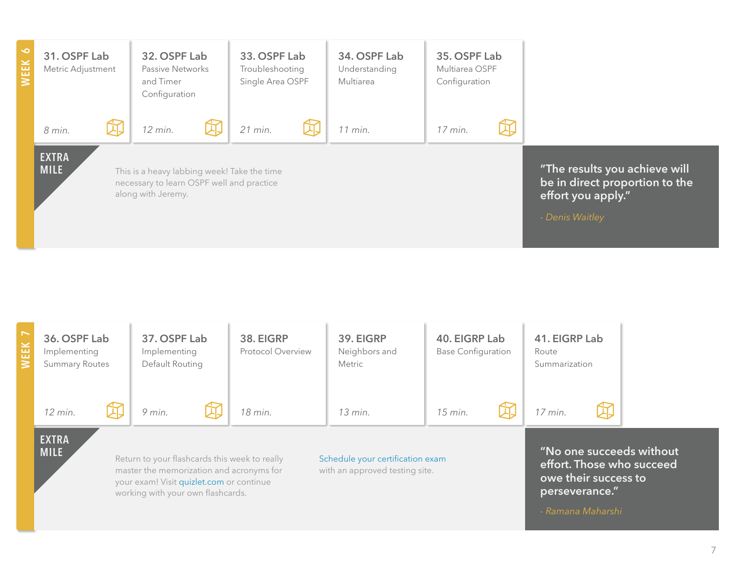## WEEK 6

**31. OSPF Lab**
Metric Adjustment
*8 min.*

**32. OSPF Lab**
Passive Networks and Timer Configuration
*12 min.*

**33. OSPF Lab**
Troubleshooting Single Area OSPF
*21 min.*

**34. OSPF Lab**
Understanding Multiarea
*11 min.*

**35. OSPF Lab**
Multiarea OSPF Configuration
*17 min.*

**EXTRA MILE**

This is a heavy labbing week! Take the time necessary to learn OSPF well and practice along with Jeremy.

> "The results you achieve will be in direct proportion to the effort you apply."
>
> *- Denis Waitley*

## WEEK 7

**36. OSPF Lab**
Implementing Summary Routes
*12 min.*

**37. OSPF Lab**
Implementing Default Routing
*9 min.*

**38. EIGRP**
Protocol Overview
*18 min.*

**39. EIGRP**
Neighbors and Metric
*13 min.*

**40. EIGRP Lab**
Base Configuration
*15 min.*

**41. EIGRP Lab**
Route Summarization
*17 min.*

**EXTRA MILE**

Return to your flashcards this week to really master the memorization and acronyms for your exam! Visit quizlet.com or continue working with your own flashcards.

Schedule your certification exam with an approved testing site.

> "No one succeeds without effort. Those who succeed owe their success to perseverance."
>
> *- Ramana Maharshi*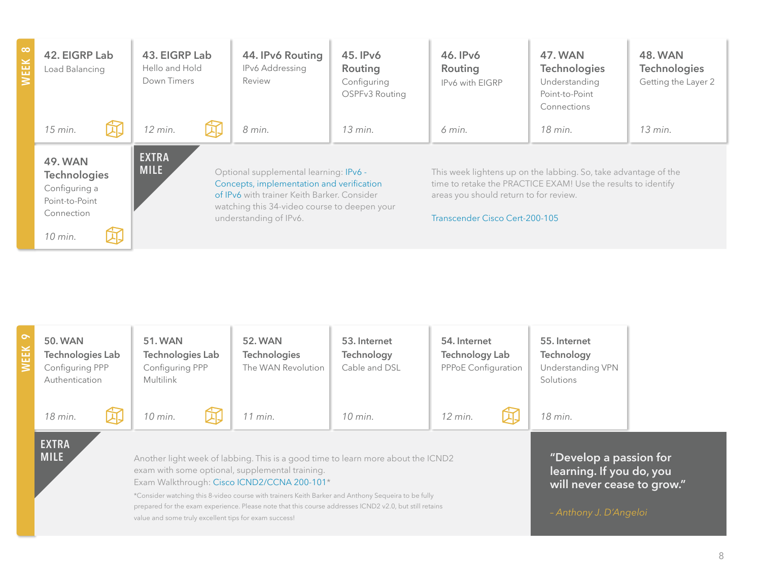## WEEK 8

**42. EIGRP Lab**
Load Balancing
*15 min.*

**43. EIGRP Lab**
Hello and Hold Down Timers
*12 min.*

**44. IPv6 Routing**
IPv6 Addressing Review
*8 min.*

**45. IPv6 Routing**
Configuring OSPFv3 Routing
*13 min.*

**46. IPv6 Routing**
IPv6 with EIGRP
*6 min.*

**47. WAN Technologies**
Understanding Point-to-Point Connections
*18 min.*

**48. WAN Technologies**
Getting the Layer 2
*13 min.*

**49. WAN Technologies**
Configuring a Point-to-Point Connection
*10 min.*

**EXTRA MILE**

Optional supplemental learning: IPv6 - Concepts, implementation and verification of IPv6 with trainer Keith Barker. Consider watching this 34-video course to deepen your understanding of IPv6.

This week lightens up on the labbing. So, take advantage of the time to retake the PRACTICE EXAM! Use the results to identify areas you should return to for review.

Transcender Cisco Cert-200-105

## WEEK 9

**50. WAN Technologies Lab**
Configuring PPP Authentication
*18 min.*

**51. WAN Technologies Lab**
Configuring PPP Multilink
*10 min.*

**52. WAN Technologies**
The WAN Revolution
*11 min.*

**53. Internet Technology**
Cable and DSL
*10 min.*

**54. Internet Technology Lab**
PPPoE Configuration
*12 min.*

**55. Internet Technology**
Understanding VPN Solutions
*18 min.*

**EXTRA MILE**

Another light week of labbing. This is a good time to learn more about the ICND2 exam with some optional, supplemental training.
Exam Walkthrough: Cisco ICND2/CCNA 200-101*

*Consider watching this 8-video course with trainers Keith Barker and Anthony Sequeira to be fully prepared for the exam experience. Please note that this course addresses ICND2 v2.0, but still retains value and some truly excellent tips for exam success!

**"Develop a passion for learning. If you do, you will never cease to grow."**

*– Anthony J. D'Angeloi*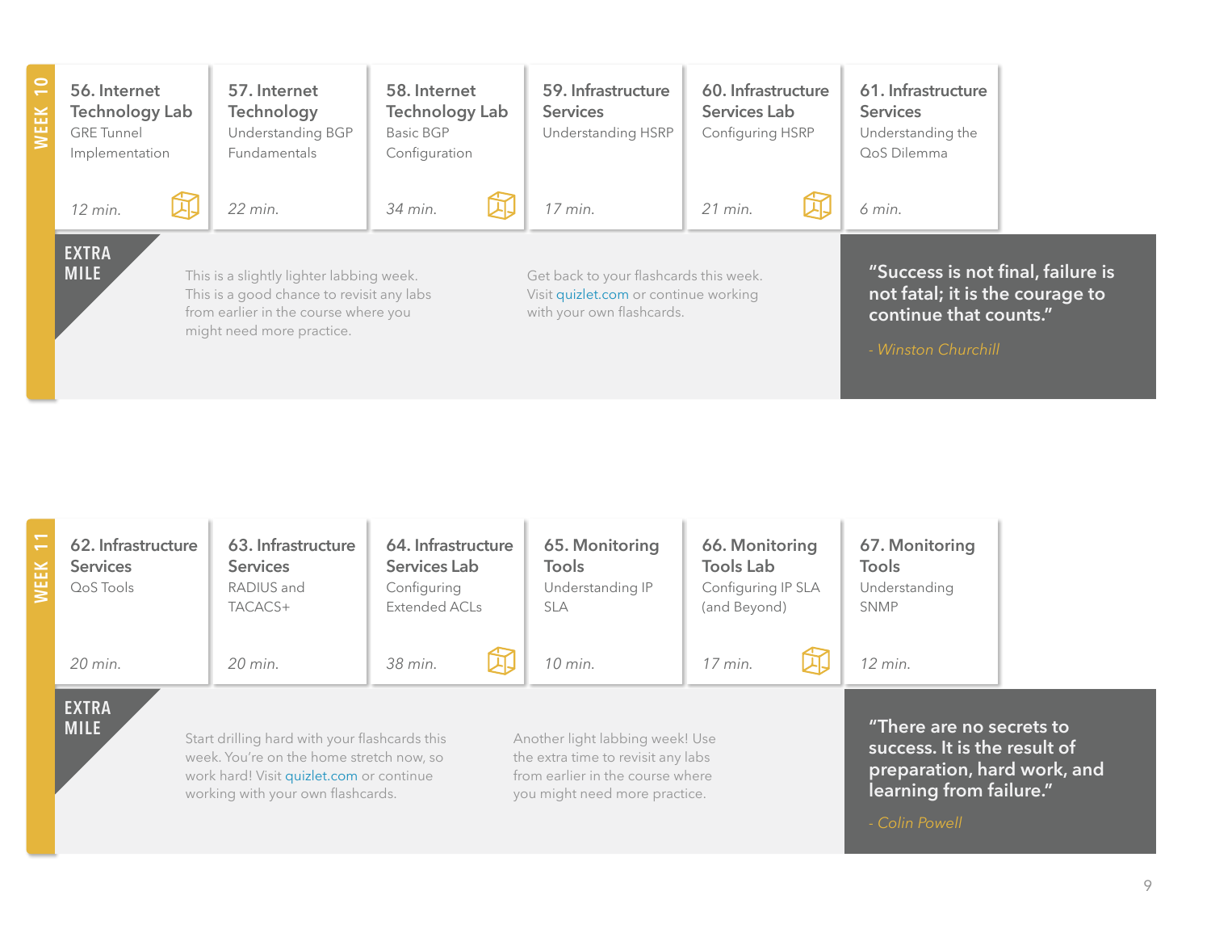## WEEK 10

**56. Internet Technology Lab**
GRE Tunnel Implementation
*12 min.*

**57. Internet Technology**
Understanding BGP Fundamentals
*22 min.*

**58. Internet Technology Lab**
Basic BGP Configuration
*34 min.*

**59. Infrastructure Services**
Understanding HSRP
*17 min.*

**60. Infrastructure Services Lab**
Configuring HSRP
*21 min.*

**61. Infrastructure Services**
Understanding the QoS Dilemma
*6 min.*

### EXTRA MILE

This is a slightly lighter labbing week. This is a good chance to revisit any labs from earlier in the course where you might need more practice.

Get back to your flashcards this week. Visit quizlet.com or continue working with your own flashcards.

> **"Success is not final, failure is not fatal; it is the courage to continue that counts."**
>
> *- Winston Churchill*

## WEEK 11

**62. Infrastructure Services**
QoS Tools
*20 min.*

**63. Infrastructure Services**
RADIUS and TACACS+
*20 min.*

**64. Infrastructure Services Lab**
Configuring Extended ACLs
*38 min.*

**65. Monitoring Tools**
Understanding IP SLA
*10 min.*

**66. Monitoring Tools Lab**
Configuring IP SLA (and Beyond)
*17 min.*

**67. Monitoring Tools**
Understanding SNMP
*12 min.*

### EXTRA MILE

Start drilling hard with your flashcards this week. You're on the home stretch now, so work hard! Visit quizlet.com or continue working with your own flashcards.

Another light labbing week! Use the extra time to revisit any labs from earlier in the course where you might need more practice.

> **"There are no secrets to success. It is the result of preparation, hard work, and learning from failure."**
>
> *- Colin Powell*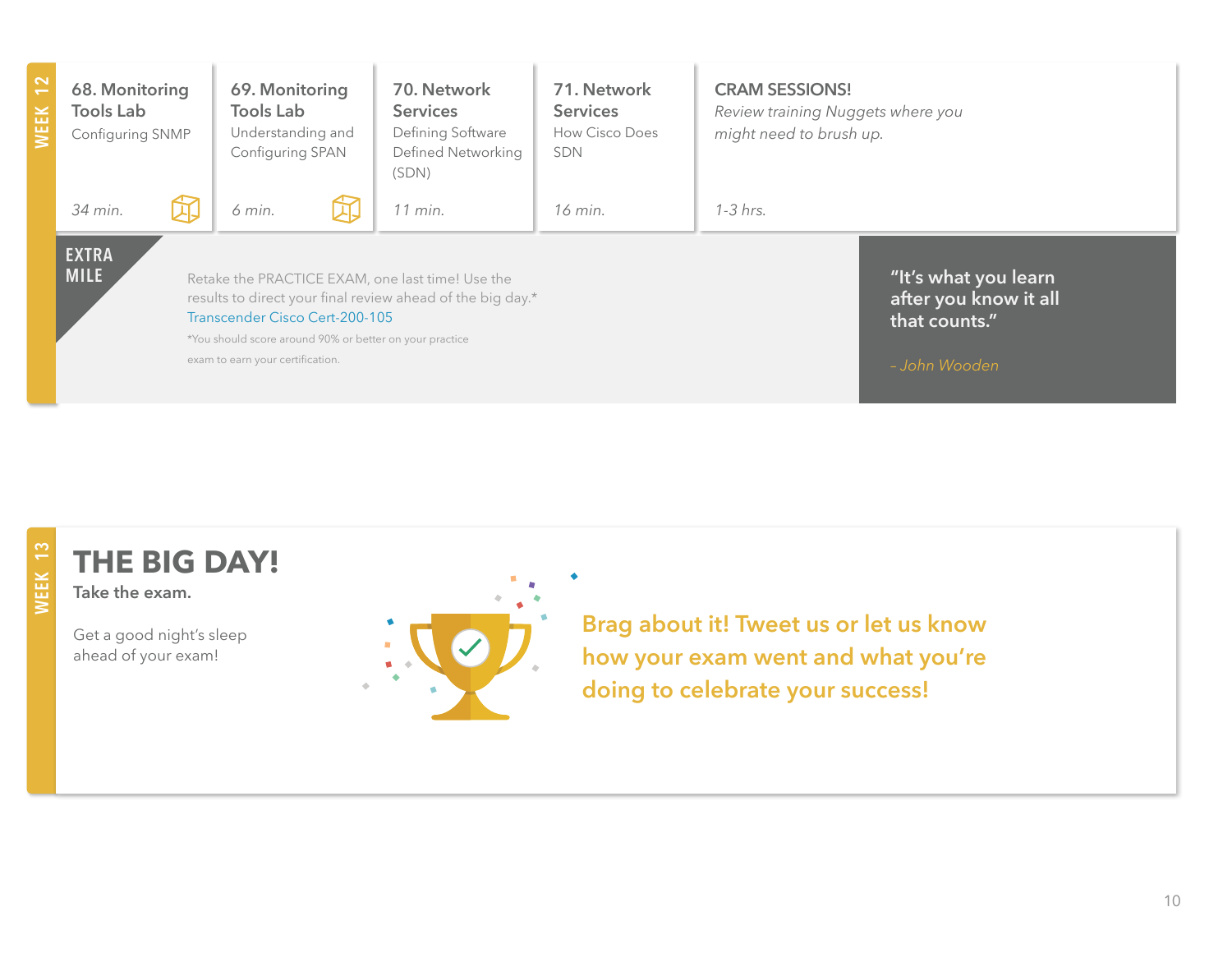## WEEK 12

| 68. Monitoring Tools Lab | 69. Monitoring Tools Lab | 70. Network Services | 71. Network Services | CRAM SESSIONS! |
|---|---|---|---|---|
| Configuring SNMP | Understanding and Configuring SPAN | Defining Software Defined Networking (SDN) | How Cisco Does SDN | *Review training Nuggets where you might need to brush up.* |
| *34 min.* | *6 min.* | *11 min.* | *16 min.* | *1-3 hrs.* |

**EXTRA MILE**

Retake the PRACTICE EXAM, one last time! Use the results to direct your final review ahead of the big day.*
Transcender Cisco Cert-200-105

*You should score around 90% or better on your practice exam to earn your certification.

> "It's what you learn after you know it all that counts."
>
> *– John Wooden*

## WEEK 13

# THE BIG DAY!

**Take the exam.**

Get a good night's sleep ahead of your exam!

**Brag about it! Tweet us or let us know how your exam went and what you're doing to celebrate your success!**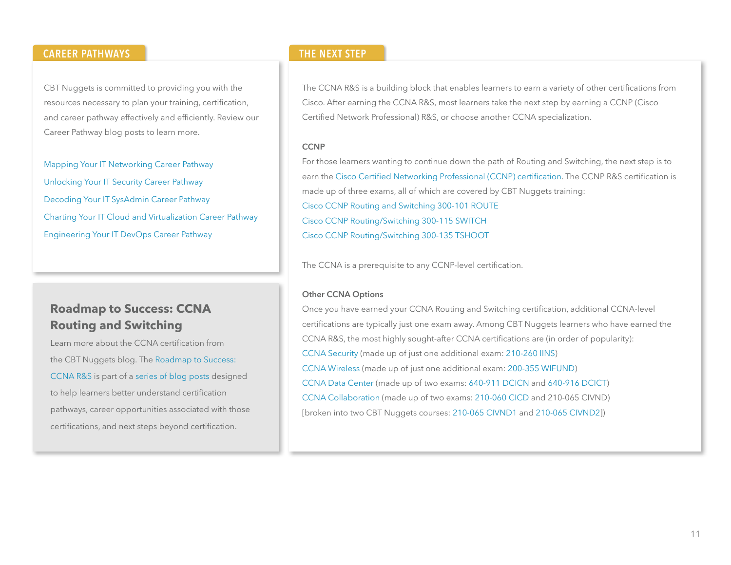## CAREER PATHWAYS

CBT Nuggets is committed to providing you with the resources necessary to plan your training, certification, and career pathway effectively and efficiently. Review our Career Pathway blog posts to learn more.

Mapping Your IT Networking Career Pathway

Unlocking Your IT Security Career Pathway

Decoding Your IT SysAdmin Career Pathway

Charting Your IT Cloud and Virtualization Career Pathway

Engineering Your IT DevOps Career Pathway

### Roadmap to Success: CCNA Routing and Switching

Learn more about the CCNA certification from the CBT Nuggets blog. The Roadmap to Success: CCNA R&S is part of a series of blog posts designed to help learners better understand certification pathways, career opportunities associated with those certifications, and next steps beyond certification.

## THE NEXT STEP

The CCNA R&S is a building block that enables learners to earn a variety of other certifications from Cisco. After earning the CCNA R&S, most learners take the next step by earning a CCNP (Cisco Certified Network Professional) R&S, or choose another CCNA specialization.

**CCNP**

For those learners wanting to continue down the path of Routing and Switching, the next step is to earn the Cisco Certified Networking Professional (CCNP) certification. The CCNP R&S certification is made up of three exams, all of which are covered by CBT Nuggets training:

Cisco CCNP Routing and Switching 300-101 ROUTE

Cisco CCNP Routing/Switching 300-115 SWITCH

Cisco CCNP Routing/Switching 300-135 TSHOOT

The CCNA is a prerequisite to any CCNP-level certification.

**Other CCNA Options**

Once you have earned your CCNA Routing and Switching certification, additional CCNA-level certifications are typically just one exam away. Among CBT Nuggets learners who have earned the CCNA R&S, the most highly sought-after CCNA certifications are (in order of popularity):

CCNA Security (made up of just one additional exam: 210-260 IINS)

CCNA Wireless (made up of just one additional exam: 200-355 WIFUND)

CCNA Data Center (made up of two exams: 640-911 DCICN and 640-916 DCICT)

CCNA Collaboration (made up of two exams: 210-060 CICD and 210-065 CIVND) [broken into two CBT Nuggets courses: 210-065 CIVND1 and 210-065 CIVND2])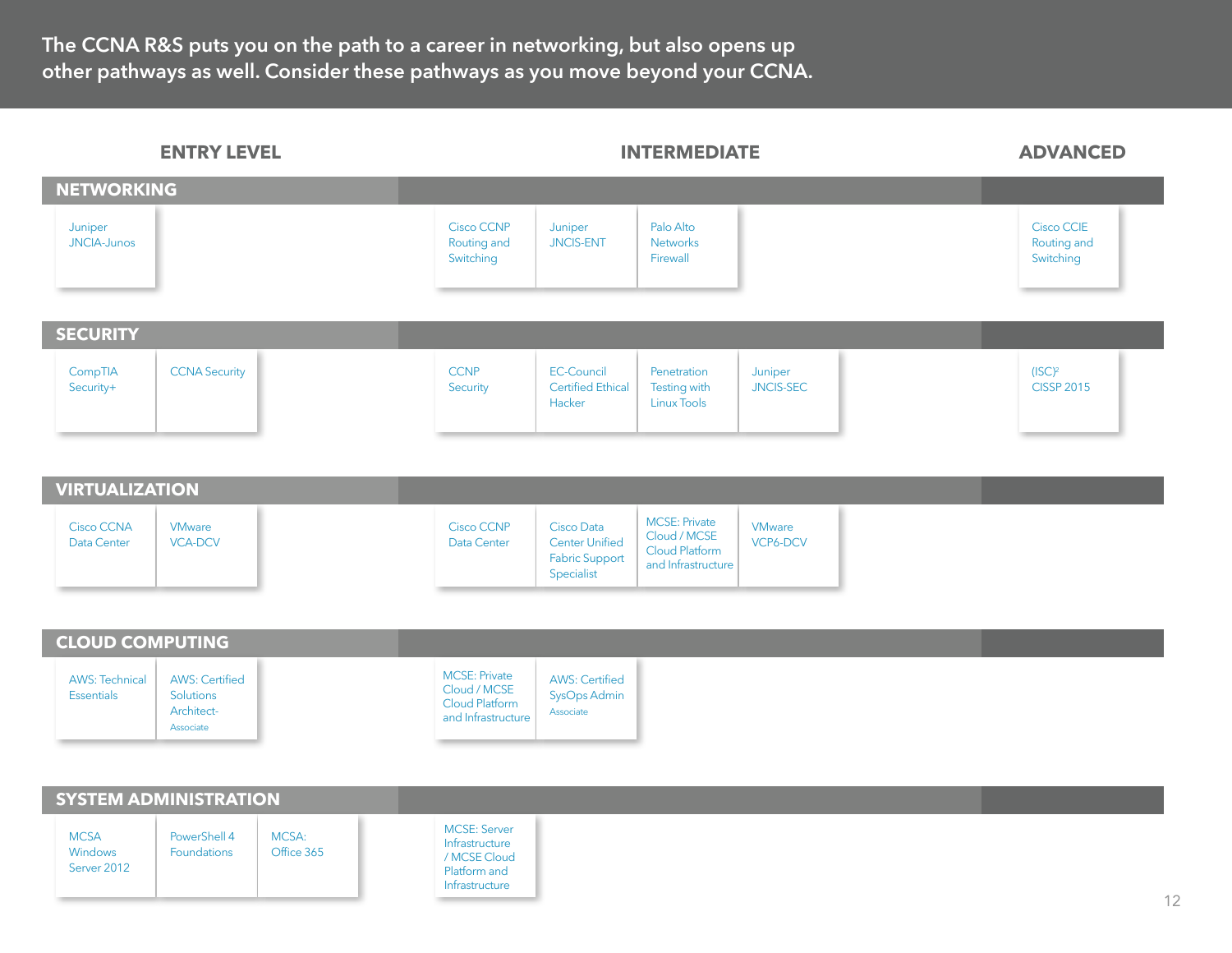The CCNA R&S puts you on the path to a career in networking, but also opens up other pathways as well. Consider these pathways as you move beyond your CCNA.

| | ENTRY LEVEL | INTERMEDIATE | ADVANCED |
|---|---|---|---|
| **NETWORKING** | Juniper JNCIA-Junos | Cisco CCNP Routing and Switching; Juniper JNCIS-ENT; Palo Alto Networks Firewall | Cisco CCIE Routing and Switching |
| **SECURITY** | CompTIA Security+; CCNA Security | CCNP Security; EC-Council Certified Ethical Hacker; Penetration Testing with Linux Tools; Juniper JNCIS-SEC | (ISC)² CISSP 2015 |
| **VIRTUALIZATION** | Cisco CCNA Data Center; VMware VCA-DCV | Cisco CCNP Data Center; Cisco Data Center Unified Fabric Support Specialist; MCSE: Private Cloud / MCSE Cloud Platform and Infrastructure; VMware VCP6-DCV | |
| **CLOUD COMPUTING** | AWS: Technical Essentials; AWS: Certified Solutions Architect- Associate | MCSE: Private Cloud / MCSE Cloud Platform and Infrastructure; AWS: Certified SysOps Admin Associate | |
| **SYSTEM ADMINISTRATION** | MCSA Windows Server 2012; PowerShell 4 Foundations; MCSA: Office 365 | MCSE: Server Infrastructure / MCSE Cloud Platform and Infrastructure | |